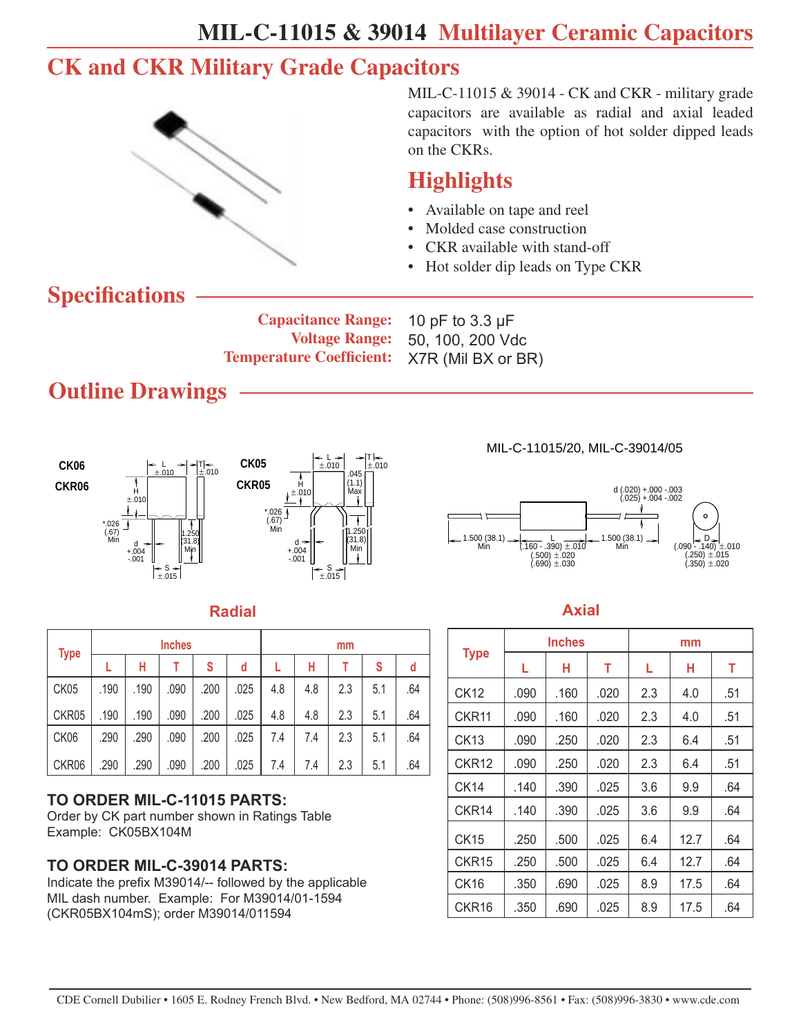# MIL-C-11015 & 39014 Multilayer Ceramic Capacitors

## CK and CKR Military Grade Capacitors

MIL-C-11015 & 39014 - CK and CKR - military grade capacitors are available as radial and axial leaded capacitors with the option of hot solder dipped leads on the CKRs.

## Highlights

- Available on tape and reel
- Molded case construction
- CKR available with stand-off
- Hot solder dip leads on Type CKR

## Specifications

**Capacitance Range:** 10 pF to 3.3 µF
**Voltage Range:** 50, 100, 200 Vdc
**Temperature Coefficient:** X7R (Mil BX or BR)

## Outline Drawings

CK06
CKR06

CK05
CKR05

MIL-C-11015/20, MIL-C-39014/05

### Radial

| Type | Inches | | | | | mm | | | | |
|---|---|---|---|---|---|---|---|---|---|---|
| | L | H | T | S | d | L | H | T | S | d |
| CK05 | .190 | .190 | .090 | .200 | .025 | 4.8 | 4.8 | 2.3 | 5.1 | .64 |
| CKR05 | .190 | .190 | .090 | .200 | .025 | 4.8 | 4.8 | 2.3 | 5.1 | .64 |
| CK06 | .290 | .290 | .090 | .200 | .025 | 7.4 | 7.4 | 2.3 | 5.1 | .64 |
| CKR06 | .290 | .290 | .090 | .200 | .025 | 7.4 | 7.4 | 2.3 | 5.1 | .64 |

### Axial

| Type | Inches | | | mm | | |
|---|---|---|---|---|---|---|
| | L | H | T | L | H | T |
| CK12 | .090 | .160 | .020 | 2.3 | 4.0 | .51 |
| CKR11 | .090 | .160 | .020 | 2.3 | 4.0 | .51 |
| CK13 | .090 | .250 | .020 | 2.3 | 6.4 | .51 |
| CKR12 | .090 | .250 | .020 | 2.3 | 6.4 | .51 |
| CK14 | .140 | .390 | .025 | 3.6 | 9.9 | .64 |
| CKR14 | .140 | .390 | .025 | 3.6 | 9.9 | .64 |
| CK15 | .250 | .500 | .025 | 6.4 | 12.7 | .64 |
| CKR15 | .250 | .500 | .025 | 6.4 | 12.7 | .64 |
| CK16 | .350 | .690 | .025 | 8.9 | 17.5 | .64 |
| CKR16 | .350 | .690 | .025 | 8.9 | 17.5 | .64 |

### TO ORDER MIL-C-11015 PARTS:

Order by CK part number shown in Ratings Table
Example: CK05BX104M

### TO ORDER MIL-C-39014 PARTS:

Indicate the prefix M39014/-- followed by the applicable MIL dash number. Example: For M39014/01-1594 (CKR05BX104mS); order M39014/011594

CDE Cornell Dubilier • 1605 E. Rodney French Blvd. • New Bedford, MA 02744 • Phone: (508)996-8561 • Fax: (508)996-3830 • www.cde.com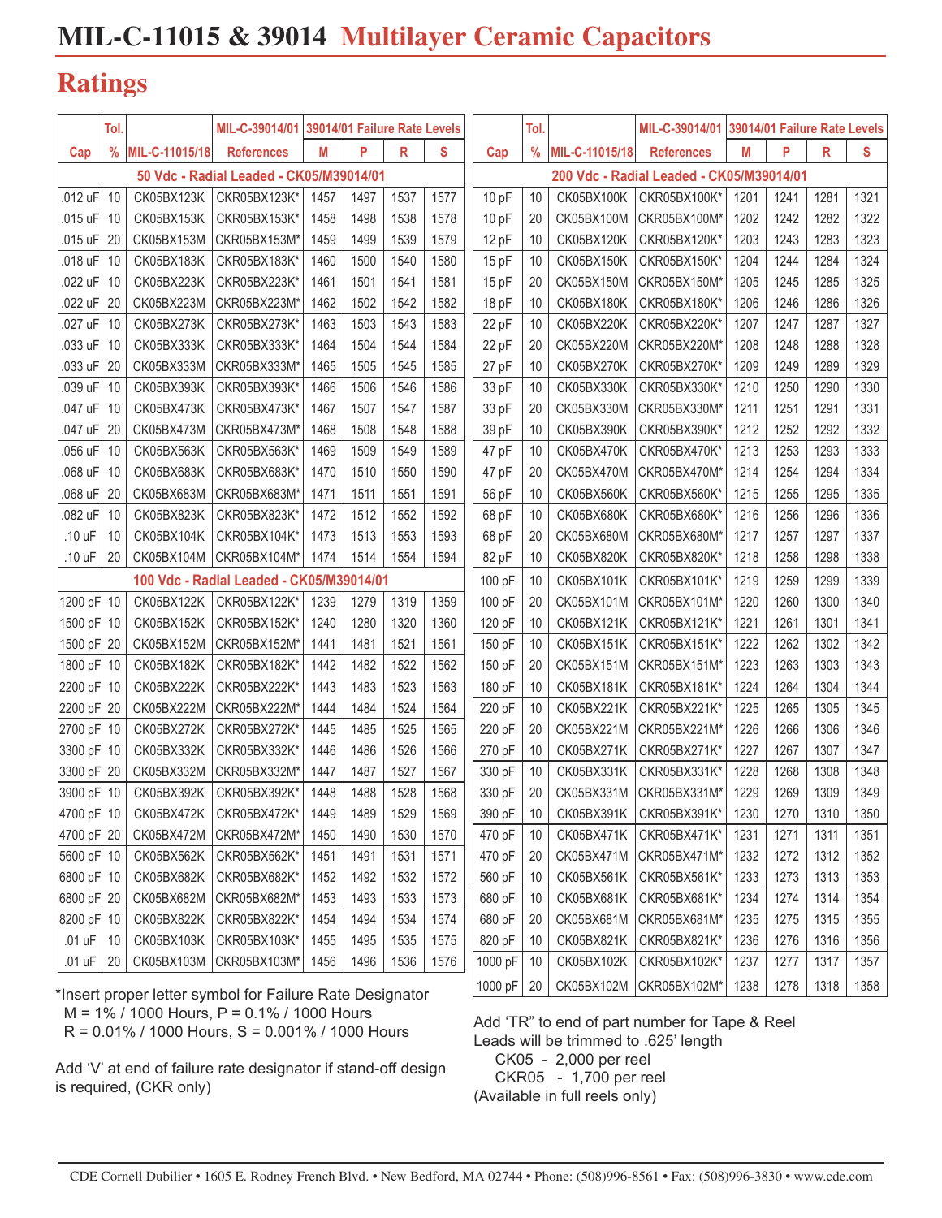# MIL-C-11015 & 39014 Multilayer Ceramic Capacitors

## Ratings

| Cap | Tol. % | MIL-C-11015/18 | MIL-C-39014/01 References | 39014/01 Failure Rate Levels M | P | R | S |
|---|---|---|---|---|---|---|---|
| **50 Vdc - Radial Leaded - CK05/M39014/01** | | | | | | | |
| .012 uF | 10 | CK05BX123K | CKR05BX123K* | 1457 | 1497 | 1537 | 1577 |
| .015 uF | 10 | CK05BX153K | CKR05BX153K* | 1458 | 1498 | 1538 | 1578 |
| .015 uF | 20 | CK05BX153M | CKR05BX153M* | 1459 | 1499 | 1539 | 1579 |
| .018 uF | 10 | CK05BX183K | CKR05BX183K* | 1460 | 1500 | 1540 | 1580 |
| .022 uF | 10 | CK05BX223K | CKR05BX223K* | 1461 | 1501 | 1541 | 1581 |
| .022 uF | 20 | CK05BX223M | CKR05BX223M* | 1462 | 1502 | 1542 | 1582 |
| .027 uF | 10 | CK05BX273K | CKR05BX273K* | 1463 | 1503 | 1543 | 1583 |
| .033 uF | 10 | CK05BX333K | CKR05BX333K* | 1464 | 1504 | 1544 | 1584 |
| .033 uF | 20 | CK05BX333M | CKR05BX333M* | 1465 | 1505 | 1545 | 1585 |
| .039 uF | 10 | CK05BX393K | CKR05BX393K* | 1466 | 1506 | 1546 | 1586 |
| .047 uF | 10 | CK05BX473K | CKR05BX473K* | 1467 | 1507 | 1547 | 1587 |
| .047 uF | 20 | CK05BX473M | CKR05BX473M* | 1468 | 1508 | 1548 | 1588 |
| .056 uF | 10 | CK05BX563K | CKR05BX563K* | 1469 | 1509 | 1549 | 1589 |
| .068 uF | 10 | CK05BX683K | CKR05BX683K* | 1470 | 1510 | 1550 | 1590 |
| .068 uF | 20 | CK05BX683M | CKR05BX683M* | 1471 | 1511 | 1551 | 1591 |
| .082 uF | 10 | CK05BX823K | CKR05BX823K* | 1472 | 1512 | 1552 | 1592 |
| .10 uF | 10 | CK05BX104K | CKR05BX104K* | 1473 | 1513 | 1553 | 1593 |
| .10 uF | 20 | CK05BX104M | CKR05BX104M* | 1474 | 1514 | 1554 | 1594 |
| **100 Vdc - Radial Leaded - CK05/M39014/01** | | | | | | | |
| 1200 pF | 10 | CK05BX122K | CKR05BX122K* | 1239 | 1279 | 1319 | 1359 |
| 1500 pF | 10 | CK05BX152K | CKR05BX152K* | 1240 | 1280 | 1320 | 1360 |
| 1500 pF | 20 | CK05BX152M | CKR05BX152M* | 1441 | 1481 | 1521 | 1561 |
| 1800 pF | 10 | CK05BX182K | CKR05BX182K* | 1442 | 1482 | 1522 | 1562 |
| 2200 pF | 10 | CK05BX222K | CKR05BX222K* | 1443 | 1483 | 1523 | 1563 |
| 2200 pF | 20 | CK05BX222M | CKR05BX222M* | 1444 | 1484 | 1524 | 1564 |
| 2700 pF | 10 | CK05BX272K | CKR05BX272K* | 1445 | 1485 | 1525 | 1565 |
| 3300 pF | 10 | CK05BX332K | CKR05BX332K* | 1446 | 1486 | 1526 | 1566 |
| 3300 pF | 20 | CK05BX332M | CKR05BX332M* | 1447 | 1487 | 1527 | 1567 |
| 3900 pF | 10 | CK05BX392K | CKR05BX392K* | 1448 | 1488 | 1528 | 1568 |
| 4700 pF | 10 | CK05BX472K | CKR05BX472K* | 1449 | 1489 | 1529 | 1569 |
| 4700 pF | 20 | CK05BX472M | CKR05BX472M* | 1450 | 1490 | 1530 | 1570 |
| 5600 pF | 10 | CK05BX562K | CKR05BX562K* | 1451 | 1491 | 1531 | 1571 |
| 6800 pF | 10 | CK05BX682K | CKR05BX682K* | 1452 | 1492 | 1532 | 1572 |
| 6800 pF | 20 | CK05BX682M | CKR05BX682M* | 1453 | 1493 | 1533 | 1573 |
| 8200 pF | 10 | CK05BX822K | CKR05BX822K* | 1454 | 1494 | 1534 | 1574 |
| .01 uF | 10 | CK05BX103K | CKR05BX103K* | 1455 | 1495 | 1535 | 1575 |
| .01 uF | 20 | CK05BX103M | CKR05BX103M* | 1456 | 1496 | 1536 | 1576 |

*Insert proper letter symbol for Failure Rate Designator
M = 1% / 1000 Hours, P = 0.1% / 1000 Hours
R = 0.01% / 1000 Hours, S = 0.001% / 1000 Hours

Add 'V' at end of failure rate designator if stand-off design is required, (CKR only)

| Cap | Tol. % | MIL-C-11015/18 | MIL-C-39014/01 References | 39014/01 Failure Rate Levels M | P | R | S |
|---|---|---|---|---|---|---|---|
| **200 Vdc - Radial Leaded - CK05/M39014/01** | | | | | | | |
| 10 pF | 10 | CK05BX100K | CKR05BX100K* | 1201 | 1241 | 1281 | 1321 |
| 10 pF | 20 | CK05BX100M | CKR05BX100M* | 1202 | 1242 | 1282 | 1322 |
| 12 pF | 10 | CK05BX120K | CKR05BX120K* | 1203 | 1243 | 1283 | 1323 |
| 15 pF | 10 | CK05BX150K | CKR05BX150K* | 1204 | 1244 | 1284 | 1324 |
| 15 pF | 20 | CK05BX150M | CKR05BX150M* | 1205 | 1245 | 1285 | 1325 |
| 18 pF | 10 | CK05BX180K | CKR05BX180K* | 1206 | 1246 | 1286 | 1326 |
| 22 pF | 10 | CK05BX220K | CKR05BX220K* | 1207 | 1247 | 1287 | 1327 |
| 22 pF | 20 | CK05BX220M | CKR05BX220M* | 1208 | 1248 | 1288 | 1328 |
| 27 pF | 10 | CK05BX270K | CKR05BX270K* | 1209 | 1249 | 1289 | 1329 |
| 33 pF | 10 | CK05BX330K | CKR05BX330K* | 1210 | 1250 | 1290 | 1330 |
| 33 pF | 20 | CK05BX330M | CKR05BX330M* | 1211 | 1251 | 1291 | 1331 |
| 39 pF | 10 | CK05BX390K | CKR05BX390K* | 1212 | 1252 | 1292 | 1332 |
| 47 pF | 10 | CK05BX470K | CKR05BX470K* | 1213 | 1253 | 1293 | 1333 |
| 47 pF | 20 | CK05BX470M | CKR05BX470M* | 1214 | 1254 | 1294 | 1334 |
| 56 pF | 10 | CK05BX560K | CKR05BX560K* | 1215 | 1255 | 1295 | 1335 |
| 68 pF | 10 | CK05BX680K | CKR05BX680K* | 1216 | 1256 | 1296 | 1336 |
| 68 pF | 20 | CK05BX680M | CKR05BX680M* | 1217 | 1257 | 1297 | 1337 |
| 82 pF | 10 | CK05BX820K | CKR05BX820K* | 1218 | 1258 | 1298 | 1338 |
| 100 pF | 10 | CK05BX101K | CKR05BX101K* | 1219 | 1259 | 1299 | 1339 |
| 100 pF | 20 | CK05BX101M | CKR05BX101M* | 1220 | 1260 | 1300 | 1340 |
| 120 pF | 10 | CK05BX121K | CKR05BX121K* | 1221 | 1261 | 1301 | 1341 |
| 150 pF | 10 | CK05BX151K | CKR05BX151K* | 1222 | 1262 | 1302 | 1342 |
| 150 pF | 20 | CK05BX151M | CKR05BX151M* | 1223 | 1263 | 1303 | 1343 |
| 180 pF | 10 | CK05BX181K | CKR05BX181K* | 1224 | 1264 | 1304 | 1344 |
| 220 pF | 10 | CK05BX221K | CKR05BX221K* | 1225 | 1265 | 1305 | 1345 |
| 220 pF | 20 | CK05BX221M | CKR05BX221M* | 1226 | 1266 | 1306 | 1346 |
| 270 pF | 10 | CK05BX271K | CKR05BX271K* | 1227 | 1267 | 1307 | 1347 |
| 330 pF | 10 | CK05BX331K | CKR05BX331K* | 1228 | 1268 | 1308 | 1348 |
| 330 pF | 20 | CK05BX331M | CKR05BX331M* | 1229 | 1269 | 1309 | 1349 |
| 390 pF | 10 | CK05BX391K | CKR05BX391K* | 1230 | 1270 | 1310 | 1350 |
| 470 pF | 10 | CK05BX471K | CKR05BX471K* | 1231 | 1271 | 1311 | 1351 |
| 470 pF | 20 | CK05BX471M | CKR05BX471M* | 1232 | 1272 | 1312 | 1352 |
| 560 pF | 10 | CK05BX561K | CKR05BX561K* | 1233 | 1273 | 1313 | 1353 |
| 680 pF | 10 | CK05BX681K | CKR05BX681K* | 1234 | 1274 | 1314 | 1354 |
| 680 pF | 20 | CK05BX681M | CKR05BX681M* | 1235 | 1275 | 1315 | 1355 |
| 820 pF | 10 | CK05BX821K | CKR05BX821K* | 1236 | 1276 | 1316 | 1356 |
| 1000 pF | 10 | CK05BX102K | CKR05BX102K* | 1237 | 1277 | 1317 | 1357 |
| 1000 pF | 20 | CK05BX102M | CKR05BX102M* | 1238 | 1278 | 1318 | 1358 |

Add 'TR" to end of part number for Tape & Reel
Leads will be trimmed to .625' length
CK05 - 2,000 per reel
CKR05 - 1,700 per reel
(Available in full reels only)

CDE Cornell Dubilier • 1605 E. Rodney French Blvd. • New Bedford, MA 02744 • Phone: (508)996-8561 • Fax: (508)996-3830 • www.cde.com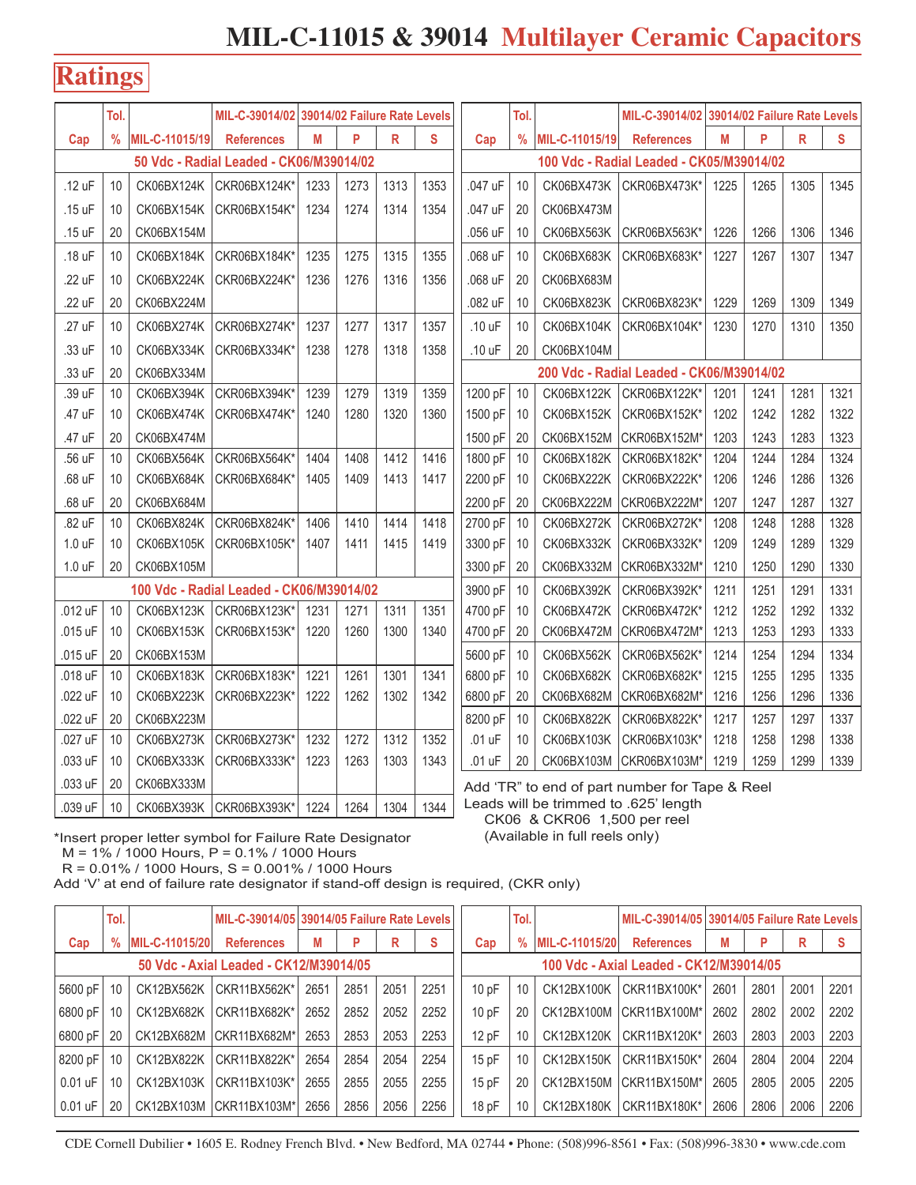# MIL-C-11015 & 39014 Multilayer Ceramic Capacitors

## Ratings

| Cap | Tol. % | MIL-C-11015/19 | MIL-C-39014/02 References | 39014/02 Failure Rate Levels M | P | R | S |
|---|---|---|---|---|---|---|---|
| **50 Vdc - Radial Leaded - CK06/M39014/02** | | | | | | | |
| .12 uF | 10 | CK06BX124K | CKR06BX124K* | 1233 | 1273 | 1313 | 1353 |
| .15 uF | 10 | CK06BX154K | CKR06BX154K* | 1234 | 1274 | 1314 | 1354 |
| .15 uF | 20 | CK06BX154M | | | | | |
| .18 uF | 10 | CK06BX184K | CKR06BX184K* | 1235 | 1275 | 1315 | 1355 |
| .22 uF | 10 | CK06BX224K | CKR06BX224K* | 1236 | 1276 | 1316 | 1356 |
| .22 uF | 20 | CK06BX224M | | | | | |
| .27 uF | 10 | CK06BX274K | CKR06BX274K* | 1237 | 1277 | 1317 | 1357 |
| .33 uF | 10 | CK06BX334K | CKR06BX334K* | 1238 | 1278 | 1318 | 1358 |
| .33 uF | 20 | CK06BX334M | | | | | |
| .39 uF | 10 | CK06BX394K | CKR06BX394K* | 1239 | 1279 | 1319 | 1359 |
| .47 uF | 10 | CK06BX474K | CKR06BX474K* | 1240 | 1280 | 1320 | 1360 |
| .47 uF | 20 | CK06BX474M | | | | | |
| .56 uF | 10 | CK06BX564K | CKR06BX564K* | 1404 | 1408 | 1412 | 1416 |
| .68 uF | 10 | CK06BX684K | CKR06BX684K* | 1405 | 1409 | 1413 | 1417 |
| .68 uF | 20 | CK06BX684M | | | | | |
| .82 uF | 10 | CK06BX824K | CKR06BX824K* | 1406 | 1410 | 1414 | 1418 |
| 1.0 uF | 10 | CK06BX105K | CKR06BX105K* | 1407 | 1411 | 1415 | 1419 |
| 1.0 uF | 20 | CK06BX105M | | | | | |
| **100 Vdc - Radial Leaded - CK06/M39014/02** | | | | | | | |
| .012 uF | 10 | CK06BX123K | CKR06BX123K* | 1231 | 1271 | 1311 | 1351 |
| .015 uF | 10 | CK06BX153K | CKR06BX153K* | 1220 | 1260 | 1300 | 1340 |
| .015 uF | 20 | CK06BX153M | | | | | |
| .018 uF | 10 | CK06BX183K | CKR06BX183K* | 1221 | 1261 | 1301 | 1341 |
| .022 uF | 10 | CK06BX223K | CKR06BX223K* | 1222 | 1262 | 1302 | 1342 |
| .022 uF | 20 | CK06BX223M | | | | | |
| .027 uF | 10 | CK06BX273K | CKR06BX273K* | 1232 | 1272 | 1312 | 1352 |
| .033 uF | 10 | CK06BX333K | CKR06BX333K* | 1223 | 1263 | 1303 | 1343 |
| .033 uF | 20 | CK06BX333M | | | | | |
| .039 uF | 10 | CK06BX393K | CKR06BX393K* | 1224 | 1264 | 1304 | 1344 |

| Cap | Tol. % | MIL-C-11015/19 | MIL-C-39014/02 References | 39014/02 Failure Rate Levels M | P | R | S |
|---|---|---|---|---|---|---|---|
| **100 Vdc - Radial Leaded - CK05/M39014/02** | | | | | | | |
| .047 uF | 10 | CK06BX473K | CKR06BX473K* | 1225 | 1265 | 1305 | 1345 |
| .047 uF | 20 | CK06BX473M | | | | | |
| .056 uF | 10 | CK06BX563K | CKR06BX563K* | 1226 | 1266 | 1306 | 1346 |
| .068 uF | 10 | CK06BX683K | CKR06BX683K* | 1227 | 1267 | 1307 | 1347 |
| .068 uF | 20 | CK06BX683M | | | | | |
| .082 uF | 10 | CK06BX823K | CKR06BX823K* | 1229 | 1269 | 1309 | 1349 |
| .10 uF | 10 | CK06BX104K | CKR06BX104K* | 1230 | 1270 | 1310 | 1350 |
| .10 uF | 20 | CK06BX104M | | | | | |
| **200 Vdc - Radial Leaded - CK06/M39014/02** | | | | | | | |
| 1200 pF | 10 | CK06BX122K | CKR06BX122K* | 1201 | 1241 | 1281 | 1321 |
| 1500 pF | 10 | CK06BX152K | CKR06BX152K* | 1202 | 1242 | 1282 | 1322 |
| 1500 pF | 20 | CK06BX152M | CKR06BX152M* | 1203 | 1243 | 1283 | 1323 |
| 1800 pF | 10 | CK06BX182K | CKR06BX182K* | 1204 | 1244 | 1284 | 1324 |
| 2200 pF | 10 | CK06BX222K | CKR06BX222K* | 1206 | 1246 | 1286 | 1326 |
| 2200 pF | 20 | CK06BX222M | CKR06BX222M* | 1207 | 1247 | 1287 | 1327 |
| 2700 pF | 10 | CK06BX272K | CKR06BX272K* | 1208 | 1248 | 1288 | 1328 |
| 3300 pF | 10 | CK06BX332K | CKR06BX332K* | 1209 | 1249 | 1289 | 1329 |
| 3300 pF | 20 | CK06BX332M | CKR06BX332M* | 1210 | 1250 | 1290 | 1330 |
| 3900 pF | 10 | CK06BX392K | CKR06BX392K* | 1211 | 1251 | 1291 | 1331 |
| 4700 pF | 10 | CK06BX472K | CKR06BX472K* | 1212 | 1252 | 1292 | 1332 |
| 4700 pF | 20 | CK06BX472M | CKR06BX472M* | 1213 | 1253 | 1293 | 1333 |
| 5600 pF | 10 | CK06BX562K | CKR06BX562K* | 1214 | 1254 | 1294 | 1334 |
| 6800 pF | 10 | CK06BX682K | CKR06BX682K* | 1215 | 1255 | 1295 | 1335 |
| 6800 pF | 20 | CK06BX682M | CKR06BX682M* | 1216 | 1256 | 1296 | 1336 |
| 8200 pF | 10 | CK06BX822K | CKR06BX822K* | 1217 | 1257 | 1297 | 1337 |
| .01 uF | 10 | CK06BX103K | CKR06BX103K* | 1218 | 1258 | 1298 | 1338 |
| .01 uF | 20 | CK06BX103M | CKR06BX103M* | 1219 | 1259 | 1299 | 1339 |

Add 'TR" to end of part number for Tape & Reel
Leads will be trimmed to .625' length
CK06 & CKR06 1,500 per reel
(Available in full reels only)

*Insert proper letter symbol for Failure Rate Designator
M = 1% / 1000 Hours, P = 0.1% / 1000 Hours
R = 0.01% / 1000 Hours, S = 0.001% / 1000 Hours
Add 'V' at end of failure rate designator if stand-off design is required, (CKR only)

| Cap | Tol. % | MIL-C-11015/20 | MIL-C-39014/05 References | 39014/05 Failure Rate Levels M | P | R | S |
|---|---|---|---|---|---|---|---|
| **50 Vdc - Axial Leaded - CK12/M39014/05** | | | | | | | |
| 5600 pF | 10 | CK12BX562K | CKR11BX562K* | 2651 | 2851 | 2051 | 2251 |
| 6800 pF | 10 | CK12BX682K | CKR11BX682K* | 2652 | 2852 | 2052 | 2252 |
| 6800 pF | 20 | CK12BX682M | CKR11BX682M* | 2653 | 2853 | 2053 | 2253 |
| 8200 pF | 10 | CK12BX822K | CKR11BX822K* | 2654 | 2854 | 2054 | 2254 |
| 0.01 uF | 10 | CK12BX103K | CKR11BX103K* | 2655 | 2855 | 2055 | 2255 |
| 0.01 uF | 20 | CK12BX103M | CKR11BX103M* | 2656 | 2856 | 2056 | 2256 |

| Cap | Tol. % | MIL-C-11015/20 | MIL-C-39014/05 References | 39014/05 Failure Rate Levels M | P | R | S |
|---|---|---|---|---|---|---|---|
| **100 Vdc - Axial Leaded - CK12/M39014/05** | | | | | | | |
| 10 pF | 10 | CK12BX100K | CKR11BX100K* | 2601 | 2801 | 2001 | 2201 |
| 10 pF | 20 | CK12BX100M | CKR11BX100M* | 2602 | 2802 | 2002 | 2202 |
| 12 pF | 10 | CK12BX120K | CKR11BX120K* | 2603 | 2803 | 2003 | 2203 |
| 15 pF | 10 | CK12BX150K | CKR11BX150K* | 2604 | 2804 | 2004 | 2204 |
| 15 pF | 20 | CK12BX150M | CKR11BX150M* | 2605 | 2805 | 2005 | 2205 |
| 18 pF | 10 | CK12BX180K | CKR11BX180K* | 2606 | 2806 | 2006 | 2206 |

CDE Cornell Dubilier • 1605 E. Rodney French Blvd. • New Bedford, MA 02744 • Phone: (508)996-8561 • Fax: (508)996-3830 • www.cde.com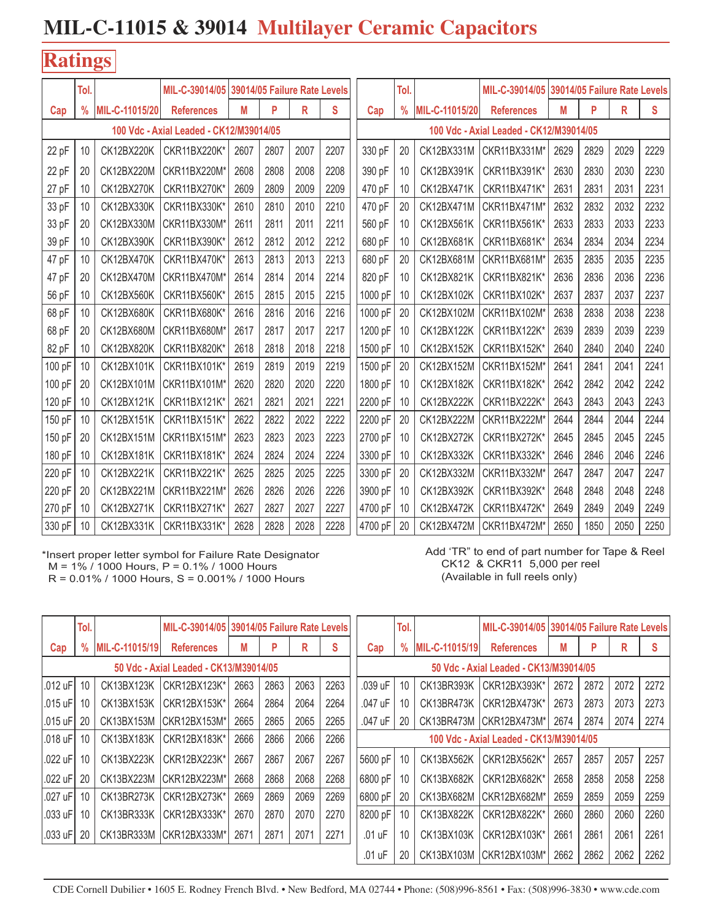# MIL-C-11015 & 39014 Multilayer Ceramic Capacitors

## Ratings

| Cap | Tol. % | MIL-C-11015/20 | MIL-C-39014/05 References | 39014/05 Failure Rate Levels M | P | R | S |
|---|---|---|---|---|---|---|---|
| **100 Vdc - Axial Leaded - CK12/M39014/05** | | | | | | | |
| 22 pF | 10 | CK12BX220K | CKR11BX220K* | 2607 | 2807 | 2007 | 2207 |
| 22 pF | 20 | CK12BX220M | CKR11BX220M* | 2608 | 2808 | 2008 | 2208 |
| 27 pF | 10 | CK12BX270K | CKR11BX270K* | 2609 | 2809 | 2009 | 2209 |
| 33 pF | 10 | CK12BX330K | CKR11BX330K* | 2610 | 2810 | 2010 | 2210 |
| 33 pF | 20 | CK12BX330M | CKR11BX330M* | 2611 | 2811 | 2011 | 2211 |
| 39 pF | 10 | CK12BX390K | CKR11BX390K* | 2612 | 2812 | 2012 | 2212 |
| 47 pF | 10 | CK12BX470K | CKR11BX470K* | 2613 | 2813 | 2013 | 2213 |
| 47 pF | 20 | CK12BX470M | CKR11BX470M* | 2614 | 2814 | 2014 | 2214 |
| 56 pF | 10 | CK12BX560K | CKR11BX560K* | 2615 | 2815 | 2015 | 2215 |
| 68 pF | 10 | CK12BX680K | CKR11BX680K* | 2616 | 2816 | 2016 | 2216 |
| 68 pF | 20 | CK12BX680M | CKR11BX680M* | 2617 | 2817 | 2017 | 2217 |
| 82 pF | 10 | CK12BX820K | CKR11BX820K* | 2618 | 2818 | 2018 | 2218 |
| 100 pF | 10 | CK12BX101K | CKR11BX101K* | 2619 | 2819 | 2019 | 2219 |
| 100 pF | 20 | CK12BX101M | CKR11BX101M* | 2620 | 2820 | 2020 | 2220 |
| 120 pF | 10 | CK12BX121K | CKR11BX121K* | 2621 | 2821 | 2021 | 2221 |
| 150 pF | 10 | CK12BX151K | CKR11BX151K* | 2622 | 2822 | 2022 | 2222 |
| 150 pF | 20 | CK12BX151M | CKR11BX151M* | 2623 | 2823 | 2023 | 2223 |
| 180 pF | 10 | CK12BX181K | CKR11BX181K* | 2624 | 2824 | 2024 | 2224 |
| 220 pF | 10 | CK12BX221K | CKR11BX221K* | 2625 | 2825 | 2025 | 2225 |
| 220 pF | 20 | CK12BX221M | CKR11BX221M* | 2626 | 2826 | 2026 | 2226 |
| 270 pF | 10 | CK12BX271K | CKR11BX271K* | 2627 | 2827 | 2027 | 2227 |
| 330 pF | 10 | CK12BX331K | CKR11BX331K* | 2628 | 2828 | 2028 | 2228 |
| 330 pF | 20 | CK12BX331M | CKR11BX331M* | 2629 | 2829 | 2029 | 2229 |
| 390 pF | 10 | CK12BX391K | CKR11BX391K* | 2630 | 2830 | 2030 | 2230 |
| 470 pF | 10 | CK12BX471K | CKR11BX471K* | 2631 | 2831 | 2031 | 2231 |
| 470 pF | 20 | CK12BX471M | CKR11BX471M* | 2632 | 2832 | 2032 | 2232 |
| 560 pF | 10 | CK12BX561K | CKR11BX561K* | 2633 | 2833 | 2033 | 2233 |
| 680 pF | 10 | CK12BX681K | CKR11BX681K* | 2634 | 2834 | 2034 | 2234 |
| 680 pF | 20 | CK12BX681M | CKR11BX681M* | 2635 | 2835 | 2035 | 2235 |
| 820 pF | 10 | CK12BX821K | CKR11BX821K* | 2636 | 2836 | 2036 | 2236 |
| 1000 pF | 10 | CK12BX102K | CKR11BX102K* | 2637 | 2837 | 2037 | 2237 |
| 1000 pF | 20 | CK12BX102M | CKR11BX102M* | 2638 | 2838 | 2038 | 2238 |
| 1200 pF | 10 | CK12BX122K | CKR11BX122K* | 2639 | 2839 | 2039 | 2239 |
| 1500 pF | 10 | CK12BX152K | CKR11BX152K* | 2640 | 2840 | 2040 | 2240 |
| 1500 pF | 20 | CK12BX152M | CKR11BX152M* | 2641 | 2841 | 2041 | 2241 |
| 1800 pF | 10 | CK12BX182K | CKR11BX182K* | 2642 | 2842 | 2042 | 2242 |
| 2200 pF | 10 | CK12BX222K | CKR11BX222K* | 2643 | 2843 | 2043 | 2243 |
| 2200 pF | 20 | CK12BX222M | CKR11BX222M* | 2644 | 2844 | 2044 | 2244 |
| 2700 pF | 10 | CK12BX272K | CKR11BX272K* | 2645 | 2845 | 2045 | 2245 |
| 3300 pF | 10 | CK12BX332K | CKR11BX332K* | 2646 | 2846 | 2046 | 2246 |
| 3300 pF | 20 | CK12BX332M | CKR11BX332M* | 2647 | 2847 | 2047 | 2247 |
| 3900 pF | 10 | CK12BX392K | CKR11BX392K* | 2648 | 2848 | 2048 | 2248 |
| 4700 pF | 10 | CK12BX472K | CKR11BX472K* | 2649 | 2849 | 2049 | 2249 |
| 4700 pF | 20 | CK12BX472M | CKR11BX472M* | 2650 | 1850 | 2050 | 2250 |

*Insert proper letter symbol for Failure Rate Designator
M = 1% / 1000 Hours, P = 0.1% / 1000 Hours
R = 0.01% / 1000 Hours, S = 0.001% / 1000 Hours

Add 'TR' to end of part number for Tape & Reel
CK12 & CKR11 5,000 per reel
(Available in full reels only)

| Cap | Tol. % | MIL-C-11015/19 | MIL-C-39014/05 References | 39014/05 Failure Rate Levels M | P | R | S |
|---|---|---|---|---|---|---|---|
| **50 Vdc - Axial Leaded - CK13/M39014/05** | | | | | | | |
| .012 uF | 10 | CK13BX123K | CKR12BX123K* | 2663 | 2863 | 2063 | 2263 |
| .015 uF | 10 | CK13BX153K | CKR12BX153K* | 2664 | 2864 | 2064 | 2264 |
| .015 uF | 20 | CK13BX153M | CKR12BX153M* | 2665 | 2865 | 2065 | 2265 |
| .018 uF | 10 | CK13BX183K | CKR12BX183K* | 2666 | 2866 | 2066 | 2266 |
| .022 uF | 10 | CK13BX223K | CKR12BX223K* | 2667 | 2867 | 2067 | 2267 |
| .022 uF | 20 | CK13BX223M | CKR12BX223M* | 2668 | 2868 | 2068 | 2268 |
| .027 uF | 10 | CK13BR273K | CKR12BX273K* | 2669 | 2869 | 2069 | 2269 |
| .033 uF | 10 | CK13BR333K | CKR12BX333K* | 2670 | 2870 | 2070 | 2270 |
| .033 uF | 20 | CK13BR333M | CKR12BX333M* | 2671 | 2871 | 2071 | 2271 |
| .039 uF | 10 | CK13BR393K | CKR12BX393K* | 2672 | 2872 | 2072 | 2272 |
| .047 uF | 10 | CK13BR473K | CKR12BX473K* | 2673 | 2873 | 2073 | 2273 |
| .047 uF | 20 | CK13BR473M | CKR12BX473M* | 2674 | 2874 | 2074 | 2274 |
| **100 Vdc - Axial Leaded - CK13/M39014/05** | | | | | | | |
| 5600 pF | 10 | CK13BX562K | CKR12BX562K* | 2657 | 2857 | 2057 | 2257 |
| 6800 pF | 10 | CK13BX682K | CKR12BX682K* | 2658 | 2858 | 2058 | 2258 |
| 6800 pF | 20 | CK13BX682M | CKR12BX682M* | 2659 | 2859 | 2059 | 2259 |
| 8200 pF | 10 | CK13BX822K | CKR12BX822K* | 2660 | 2860 | 2060 | 2260 |
| .01 uF | 10 | CK13BX103K | CKR12BX103K* | 2661 | 2861 | 2061 | 2261 |
| .01 uF | 20 | CK13BX103M | CKR12BX103M* | 2662 | 2862 | 2062 | 2262 |

CDE Cornell Dubilier • 1605 E. Rodney French Blvd. • New Bedford, MA 02744 • Phone: (508)996-8561 • Fax: (508)996-3830 • www.cde.com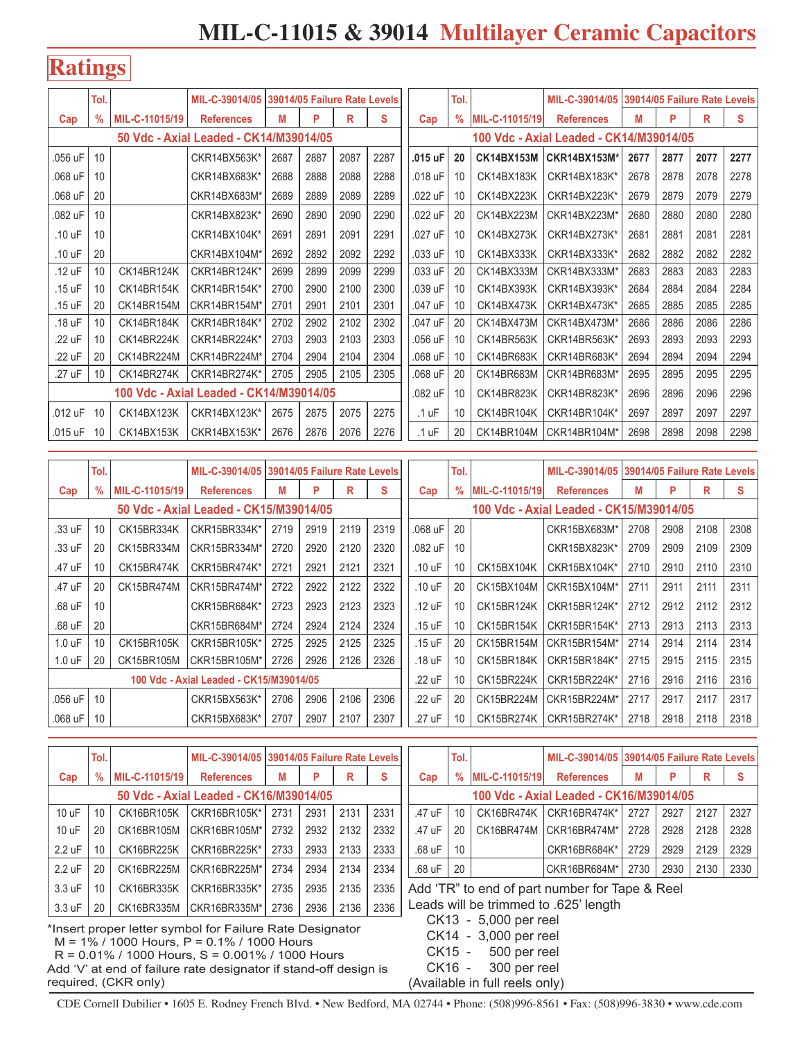# MIL-C-11015 & 39014 Multilayer Ceramic Capacitors

## Ratings

| Cap | Tol. % | MIL-C-11015/19 | MIL-C-39014/05 References | M | P | R | S |
|---|---|---|---|---|---|---|---|
| **50 Vdc - Axial Leaded - CK14/M39014/05** | | | | | | | |
| .056 uF | 10 | | CKR14BX563K* | 2687 | 2887 | 2087 | 2287 |
| .068 uF | 10 | | CKR14BX683K* | 2688 | 2888 | 2088 | 2288 |
| .068 uF | 20 | | CKR14BX683M* | 2689 | 2889 | 2089 | 2289 |
| .082 uF | 10 | | CKR14BX823K* | 2690 | 2890 | 2090 | 2290 |
| .10 uF | 10 | | CKR14BX104K* | 2691 | 2891 | 2091 | 2291 |
| .10 uF | 20 | | CKR14BX104M* | 2692 | 2892 | 2092 | 2292 |
| .12 uF | 10 | CK14BR124K | CKR14BR124K* | 2699 | 2899 | 2099 | 2299 |
| .15 uF | 10 | CK14BR154K | CKR14BR154K* | 2700 | 2900 | 2100 | 2300 |
| .15 uF | 20 | CK14BR154M | CKR14BR154M* | 2701 | 2901 | 2101 | 2301 |
| .18 uF | 10 | CK14BR184K | CKR14BR184K* | 2702 | 2902 | 2102 | 2302 |
| .22 uF | 10 | CK14BR224K | CKR14BR224K* | 2703 | 2903 | 2103 | 2303 |
| .22 uF | 20 | CK14BR224M | CKR14BR224M* | 2704 | 2904 | 2104 | 2304 |
| .27 uF | 10 | CK14BR274K | CKR14BR274K* | 2705 | 2905 | 2105 | 2305 |
| **100 Vdc - Axial Leaded - CK14/M39014/05** | | | | | | | |
| .012 uF | 10 | CK14BX123K | CKR14BX123K* | 2675 | 2875 | 2075 | 2275 |
| .015 uF | 10 | CK14BX153K | CKR14BX153K* | 2676 | 2876 | 2076 | 2276 |
| **.015 uF** | **20** | **CK14BX153M** | **CKR14BX153M*** | **2677** | **2877** | **2077** | **2277** |
| .018 uF | 10 | CK14BX183K | CKR14BX183K* | 2678 | 2878 | 2078 | 2278 |
| .022 uF | 10 | CK14BX223K | CKR14BX223K* | 2679 | 2879 | 2079 | 2279 |
| .022 uF | 20 | CK14BX223M | CKR14BX223M* | 2680 | 2880 | 2080 | 2280 |
| .027 uF | 10 | CK14BX273K | CKR14BX273K* | 2681 | 2881 | 2081 | 2281 |
| .033 uF | 10 | CK14BX333K | CKR14BX333K* | 2682 | 2882 | 2082 | 2282 |
| .033 uF | 20 | CK14BX333M | CKR14BX333M* | 2683 | 2883 | 2083 | 2283 |
| .039 uF | 10 | CK14BX393K | CKR14BX393K* | 2684 | 2884 | 2084 | 2284 |
| .047 uF | 10 | CK14BX473K | CKR14BX473K* | 2685 | 2885 | 2085 | 2285 |
| .047 uF | 20 | CK14BX473M | CKR14BX473M* | 2686 | 2886 | 2086 | 2286 |
| .056 uF | 10 | CK14BR563K | CKR14BR563K* | 2693 | 2893 | 2093 | 2293 |
| .068 uF | 10 | CK14BR683K | CKR14BR683K* | 2694 | 2894 | 2094 | 2294 |
| .068 uF | 20 | CK14BR683M | CKR14BR683M* | 2695 | 2895 | 2095 | 2295 |
| .082 uF | 10 | CK14BR823K | CKR14BR823K* | 2696 | 2896 | 2096 | 2296 |
| .1 uF | 10 | CK14BR104K | CKR14BR104K* | 2697 | 2897 | 2097 | 2297 |
| .1 uF | 20 | CK14BR104M | CKR14BR104M* | 2698 | 2898 | 2098 | 2298 |

| Cap | Tol. % | MIL-C-11015/19 | MIL-C-39014/05 References | M | P | R | S |
|---|---|---|---|---|---|---|---|
| **50 Vdc - Axial Leaded - CK15/M39014/05** | | | | | | | |
| .33 uF | 10 | CK15BR334K | CKR15BR334K* | 2719 | 2919 | 2119 | 2319 |
| .33 uF | 20 | CK15BR334M | CKR15BR334M* | 2720 | 2920 | 2120 | 2320 |
| .47 uF | 10 | CK15BR474K | CKR15BR474K* | 2721 | 2921 | 2121 | 2321 |
| .47 uF | 20 | CK15BR474M | CKR15BR474M* | 2722 | 2922 | 2122 | 2322 |
| .68 uF | 10 | | CKR15BR684K* | 2723 | 2923 | 2123 | 2323 |
| .68 uF | 20 | | CKR15BR684M* | 2724 | 2924 | 2124 | 2324 |
| 1.0 uF | 10 | CK15BR105K | CKR15BR105K* | 2725 | 2925 | 2125 | 2325 |
| 1.0 uF | 20 | CK15BR105M | CKR15BR105M* | 2726 | 2926 | 2126 | 2326 |
| **100 Vdc - Axial Leaded - CK15/M39014/05** | | | | | | | |
| .056 uF | 10 | | CKR15BX563K* | 2706 | 2906 | 2106 | 2306 |
| .068 uF | 10 | | CKR15BX683K* | 2707 | 2907 | 2107 | 2307 |
| .068 uF | 20 | | CKR15BX683M* | 2708 | 2908 | 2108 | 2308 |
| .082 uF | 10 | | CKR15BX823K* | 2709 | 2909 | 2109 | 2309 |
| .10 uF | 10 | CK15BX104K | CKR15BX104K* | 2710 | 2910 | 2110 | 2310 |
| .10 uF | 20 | CK15BX104M | CKR15BX104M* | 2711 | 2911 | 2111 | 2311 |
| .12 uF | 10 | CK15BR124K | CKR15BR124K* | 2712 | 2912 | 2112 | 2312 |
| .15 uF | 10 | CK15BR154K | CKR15BR154K* | 2713 | 2913 | 2113 | 2313 |
| .15 uF | 20 | CK15BR154M | CKR15BR154M* | 2714 | 2914 | 2114 | 2314 |
| .18 uF | 10 | CK15BR184K | CKR15BR184K* | 2715 | 2915 | 2115 | 2315 |
| .22 uF | 10 | CK15BR224K | CKR15BR224K* | 2716 | 2916 | 2116 | 2316 |
| .22 uF | 20 | CK15BR224M | CKR15BR224M* | 2717 | 2917 | 2117 | 2317 |
| .27 uF | 10 | CK15BR274K | CKR15BR274K* | 2718 | 2918 | 2118 | 2318 |

| Cap | Tol. % | MIL-C-11015/19 | MIL-C-39014/05 References | M | P | R | S |
|---|---|---|---|---|---|---|---|
| **50 Vdc - Axial Leaded - CK16/M39014/05** | | | | | | | |
| 10 uF | 10 | CK16BR105K | CKR16BR105K* | 2731 | 2931 | 2131 | 2331 |
| 10 uF | 20 | CK16BR105M | CKR16BR105M* | 2732 | 2932 | 2132 | 2332 |
| 2.2 uF | 10 | CK16BR225K | CKR16BR225K* | 2733 | 2933 | 2133 | 2333 |
| 2.2 uF | 20 | CK16BR225M | CKR16BR225M* | 2734 | 2934 | 2134 | 2334 |
| 3.3 uF | 10 | CK16BR335K | CKR16BR335K* | 2735 | 2935 | 2135 | 2335 |
| 3.3 uF | 20 | CK16BR335M | CKR16BR335M* | 2736 | 2936 | 2136 | 2336 |
| **100 Vdc - Axial Leaded - CK16/M39014/05** | | | | | | | |
| .47 uF | 10 | CK16BR474K | CKR16BR474K* | 2727 | 2927 | 2127 | 2327 |
| .47 uF | 20 | CK16BR474M | CKR16BR474M* | 2728 | 2928 | 2128 | 2328 |
| .68 uF | 10 | | CKR16BR684K* | 2729 | 2929 | 2129 | 2329 |
| .68 uF | 20 | | CKR16BR684M* | 2730 | 2930 | 2130 | 2330 |

*Insert proper letter symbol for Failure Rate Designator
M = 1% / 1000 Hours, P = 0.1% / 1000 Hours
R = 0.01% / 1000 Hours, S = 0.001% / 1000 Hours
Add 'V' at end of failure rate designator if stand-off design is required, (CKR only)

Add 'TR" to end of part number for Tape & Reel
Leads will be trimmed to .625' length

- CK13 - 5,000 per reel
- CK14 - 3,000 per reel
- CK15 - 500 per reel
- CK16 - 300 per reel

(Available in full reels only)

CDE Cornell Dubilier • 1605 E. Rodney French Blvd. • New Bedford, MA 02744 • Phone: (508)996-8561 • Fax: (508)996-3830 • www.cde.com